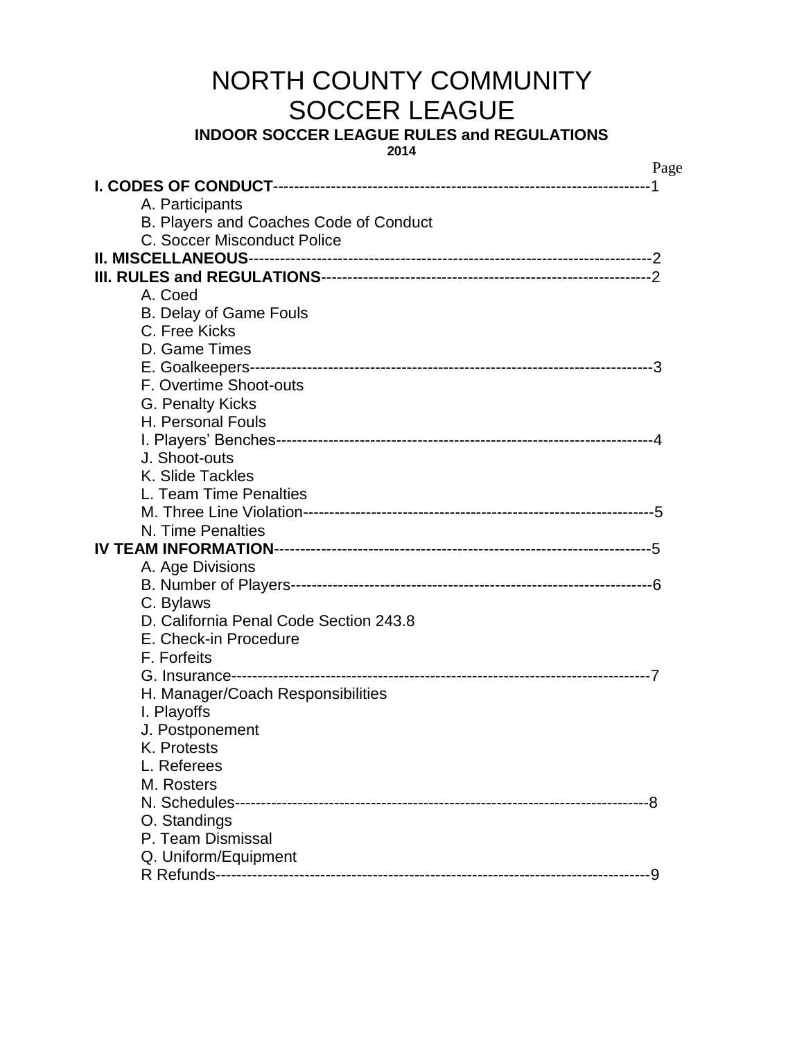# NORTH COUNTY COMMUNITY SOCCER LEAGUE

**INDOOR SOCCER LEAGUE RULES and REGULATIONS**

**2014**

Page

**I. CODES OF CONDUCT**------------------------------------------------------------------------1

- A. Participants
- B. Players and Coaches Code of Conduct
- C. Soccer Misconduct Police

**II. MISCELLANEOUS**--------------------------------------------------------------------------2

**III. RULES and REGULATIONS**---------------------------------------------------------------2

- A. Coed
- B. Delay of Game Fouls
- C. Free Kicks
- D. Game Times
- E. Goalkeepers----------------------------------------------------------------------------3
- F. Overtime Shoot-outs
- G. Penalty Kicks
- H. Personal Fouls
- I. Players' Benches-----------------------------------------------------------------------4
- J. Shoot-outs
- K. Slide Tackles
- L. Team Time Penalties
- M. Three Line Violation------------------------------------------------------------------5
- N. Time Penalties

**IV TEAM INFORMATION**------------------------------------------------------------------5

- A. Age Divisions
- B. Number of Players-------------------------------------------------------------------6
- C. Bylaws
- D. California Penal Code Section 243.8
- E. Check-in Procedure
- F. Forfeits
- G. Insurance-------------------------------------------------------------------------------7
- H. Manager/Coach Responsibilities
- I. Playoffs
- J. Postponement
- K. Protests
- L. Referees
- M. Rosters
- N. Schedules------------------------------------------------------------------------------8
- O. Standings
- P. Team Dismissal
- Q. Uniform/Equipment
- R Refunds---------------------------------------------------------------------------------9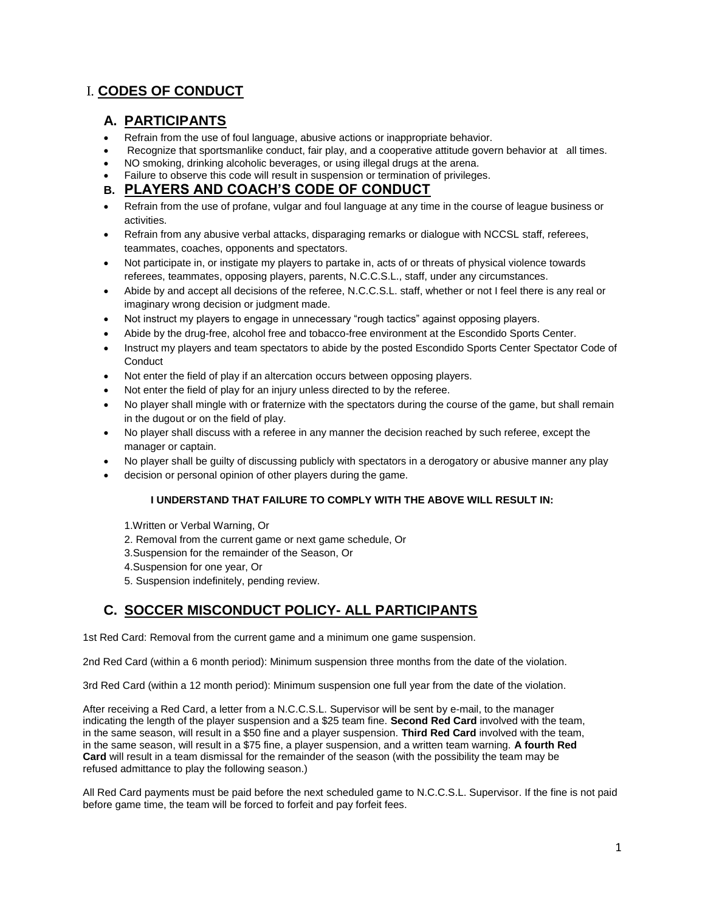# I. CODES OF CONDUCT

## A. PARTICIPANTS

- Refrain from the use of foul language, abusive actions or inappropriate behavior.
- Recognize that sportsmanlike conduct, fair play, and a cooperative attitude govern behavior at all times.
- NO smoking, drinking alcoholic beverages, or using illegal drugs at the arena.
- Failure to observe this code will result in suspension or termination of privileges.

## B. PLAYERS AND COACH'S CODE OF CONDUCT

- Refrain from the use of profane, vulgar and foul language at any time in the course of league business or activities.
- Refrain from any abusive verbal attacks, disparaging remarks or dialogue with NCCSL staff, referees, teammates, coaches, opponents and spectators.
- Not participate in, or instigate my players to partake in, acts of or threats of physical violence towards referees, teammates, opposing players, parents, N.C.C.S.L., staff, under any circumstances.
- Abide by and accept all decisions of the referee, N.C.C.S.L. staff, whether or not I feel there is any real or imaginary wrong decision or judgment made.
- Not instruct my players to engage in unnecessary "rough tactics" against opposing players.
- Abide by the drug-free, alcohol free and tobacco-free environment at the Escondido Sports Center.
- Instruct my players and team spectators to abide by the posted Escondido Sports Center Spectator Code of Conduct
- Not enter the field of play if an altercation occurs between opposing players.
- Not enter the field of play for an injury unless directed to by the referee.
- No player shall mingle with or fraternize with the spectators during the course of the game, but shall remain in the dugout or on the field of play.
- No player shall discuss with a referee in any manner the decision reached by such referee, except the manager or captain.
- No player shall be guilty of discussing publicly with spectators in a derogatory or abusive manner any play
- decision or personal opinion of other players during the game.

**I UNDERSTAND THAT FAILURE TO COMPLY WITH THE ABOVE WILL RESULT IN:**

1. Written or Verbal Warning, Or
2. Removal from the current game or next game schedule, Or
3. Suspension for the remainder of the Season, Or
4. Suspension for one year, Or
5. Suspension indefinitely, pending review.

## C. SOCCER MISCONDUCT POLICY- ALL PARTICIPANTS

1st Red Card: Removal from the current game and a minimum one game suspension.

2nd Red Card (within a 6 month period): Minimum suspension three months from the date of the violation.

3rd Red Card (within a 12 month period): Minimum suspension one full year from the date of the violation.

After receiving a Red Card, a letter from a N.C.C.S.L. Supervisor will be sent by e-mail, to the manager indicating the length of the player suspension and a $25 team fine. **Second Red Card** involved with the team, in the same season, will result in a $50 fine and a player suspension. **Third Red Card** involved with the team, in the same season, will result in a $75 fine, a player suspension, and a written team warning. **A fourth Red Card** will result in a team dismissal for the remainder of the season (with the possibility the team may be refused admittance to play the following season.)

All Red Card payments must be paid before the next scheduled game to N.C.C.S.L. Supervisor. If the fine is not paid before game time, the team will be forced to forfeit and pay forfeit fees.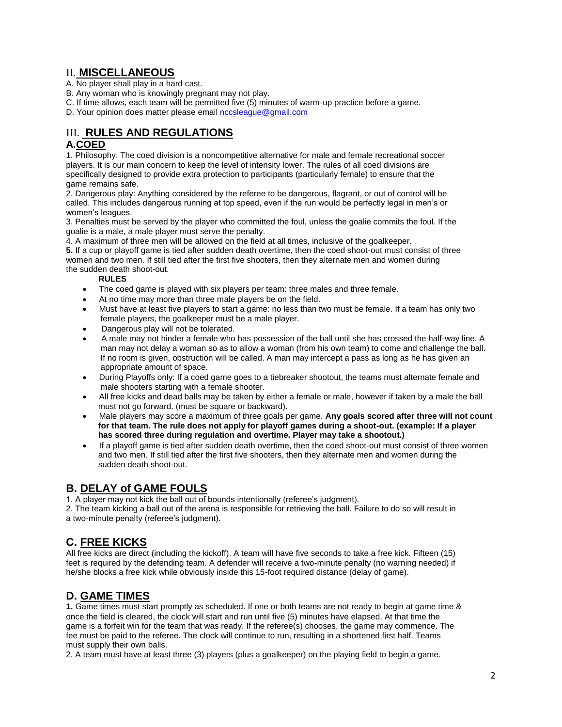## II. MISCELLANEOUS

A. No player shall play in a hard cast.
B. Any woman who is knowingly pregnant may not play.
C. If time allows, each team will be permitted five (5) minutes of warm-up practice before a game.
D. Your opinion does matter please email nccsleague@gmail.com

## III. RULES AND REGULATIONS

### A. COED

1. Philosophy: The coed division is a noncompetitive alternative for male and female recreational soccer players. It is our main concern to keep the level of intensity lower. The rules of all coed divisions are specifically designed to provide extra protection to participants (particularly female) to ensure that the game remains safe.
2. Dangerous play: Anything considered by the referee to be dangerous, flagrant, or out of control will be called. This includes dangerous running at top speed, even if the run would be perfectly legal in men's or women's leagues.
3. Penalties must be served by the player who committed the foul, unless the goalie commits the foul. If the goalie is a male, a male player must serve the penalty.
4. A maximum of three men will be allowed on the field at all times, inclusive of the goalkeeper.
**5.** If a cup or playoff game is tied after sudden death overtime, then the coed shoot-out must consist of three women and two men. If still tied after the first five shooters, then they alternate men and women during the sudden death shoot-out.

**RULES**

- The coed game is played with six players per team: three males and three female.
- At no time may more than three male players be on the field.
- Must have at least five players to start a game: no less than two must be female. If a team has only two female players, the goalkeeper must be a male player.
- Dangerous play will not be tolerated.
- A male may not hinder a female who has possession of the ball until she has crossed the half-way line. A man may not delay a woman so as to allow a woman (from his own team) to come and challenge the ball. If no room is given, obstruction will be called. A man may intercept a pass as long as he has given an appropriate amount of space.
- During Playoffs only: If a coed game goes to a tiebreaker shootout, the teams must alternate female and male shooters starting with a female shooter.
- All free kicks and dead balls may be taken by either a female or male, however if taken by a male the ball must not go forward. (must be square or backward).
- Male players may score a maximum of three goals per game. **Any goals scored after three will not count for that team. The rule does not apply for playoff games during a shoot-out. (example: If a player has scored three during regulation and overtime. Player may take a shootout.)**
- If a playoff game is tied after sudden death overtime, then the coed shoot-out must consist of three women and two men. If still tied after the first five shooters, then they alternate men and women during the sudden death shoot-out.

### B. DELAY of GAME FOULS

1. A player may not kick the ball out of bounds intentionally (referee's judgment).
2. The team kicking a ball out of the arena is responsible for retrieving the ball. Failure to do so will result in a two-minute penalty (referee's judgment).

### C. FREE KICKS

All free kicks are direct (including the kickoff). A team will have five seconds to take a free kick. Fifteen (15) feet is required by the defending team. A defender will receive a two-minute penalty (no warning needed) if he/she blocks a free kick while obviously inside this 15-foot required distance (delay of game).

### D. GAME TIMES

**1.** Game times must start promptly as scheduled. If one or both teams are not ready to begin at game time & once the field is cleared, the clock will start and run until five (5) minutes have elapsed. At that time the game is a forfeit win for the team that was ready. If the referee(s) chooses, the game may commence. The fee must be paid to the referee. The clock will continue to run, resulting in a shortened first half. Teams must supply their own balls.
2. A team must have at least three (3) players (plus a goalkeeper) on the playing field to begin a game.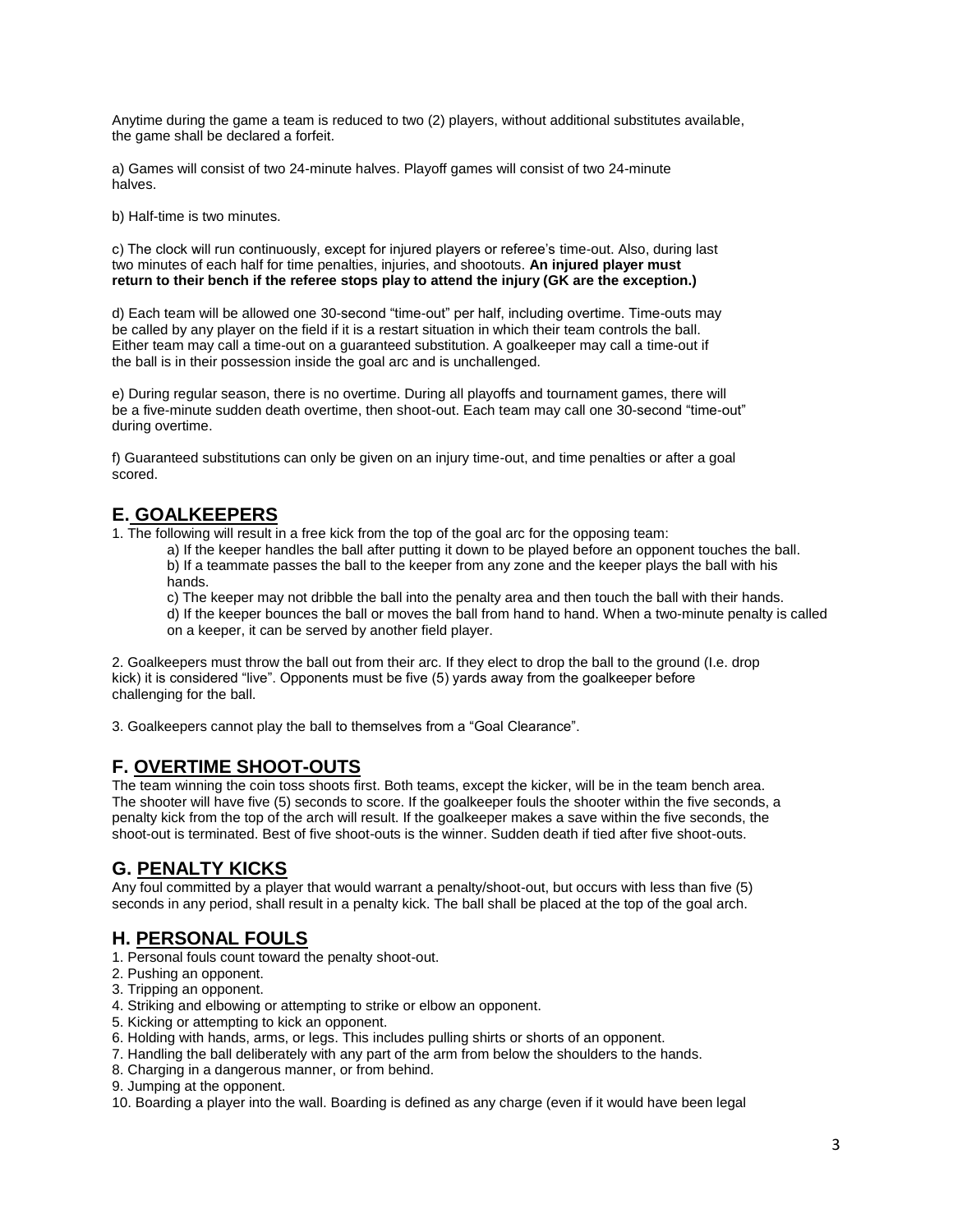Anytime during the game a team is reduced to two (2) players, without additional substitutes available, the game shall be declared a forfeit.

a) Games will consist of two 24-minute halves. Playoff games will consist of two 24-minute halves.

b) Half-time is two minutes.

c) The clock will run continuously, except for injured players or referee's time-out. Also, during last two minutes of each half for time penalties, injuries, and shootouts. **An injured player must return to their bench if the referee stops play to attend the injury (GK are the exception.)**

d) Each team will be allowed one 30-second "time-out" per half, including overtime. Time-outs may be called by any player on the field if it is a restart situation in which their team controls the ball. Either team may call a time-out on a guaranteed substitution. A goalkeeper may call a time-out if the ball is in their possession inside the goal arc and is unchallenged.

e) During regular season, there is no overtime. During all playoffs and tournament games, there will be a five-minute sudden death overtime, then shoot-out. Each team may call one 30-second "time-out" during overtime.

f) Guaranteed substitutions can only be given on an injury time-out, and time penalties or after a goal scored.

## E. GOALKEEPERS

1. The following will result in a free kick from the top of the goal arc for the opposing team:
    - a) If the keeper handles the ball after putting it down to be played before an opponent touches the ball.
    - b) If a teammate passes the ball to the keeper from any zone and the keeper plays the ball with his hands.
    - c) The keeper may not dribble the ball into the penalty area and then touch the ball with their hands.
    - d) If the keeper bounces the ball or moves the ball from hand to hand. When a two-minute penalty is called on a keeper, it can be served by another field player.

2. Goalkeepers must throw the ball out from their arc. If they elect to drop the ball to the ground (I.e. drop kick) it is considered "live". Opponents must be five (5) yards away from the goalkeeper before challenging for the ball.

3. Goalkeepers cannot play the ball to themselves from a "Goal Clearance".

## F. OVERTIME SHOOT-OUTS

The team winning the coin toss shoots first. Both teams, except the kicker, will be in the team bench area. The shooter will have five (5) seconds to score. If the goalkeeper fouls the shooter within the five seconds, a penalty kick from the top of the arch will result. If the goalkeeper makes a save within the five seconds, the shoot-out is terminated. Best of five shoot-outs is the winner. Sudden death if tied after five shoot-outs.

## G. PENALTY KICKS

Any foul committed by a player that would warrant a penalty/shoot-out, but occurs with less than five (5) seconds in any period, shall result in a penalty kick. The ball shall be placed at the top of the goal arch.

## H. PERSONAL FOULS

1. Personal fouls count toward the penalty shoot-out.
2. Pushing an opponent.
3. Tripping an opponent.
4. Striking and elbowing or attempting to strike or elbow an opponent.
5. Kicking or attempting to kick an opponent.
6. Holding with hands, arms, or legs. This includes pulling shirts or shorts of an opponent.
7. Handling the ball deliberately with any part of the arm from below the shoulders to the hands.
8. Charging in a dangerous manner, or from behind.
9. Jumping at the opponent.
10. Boarding a player into the wall. Boarding is defined as any charge (even if it would have been legal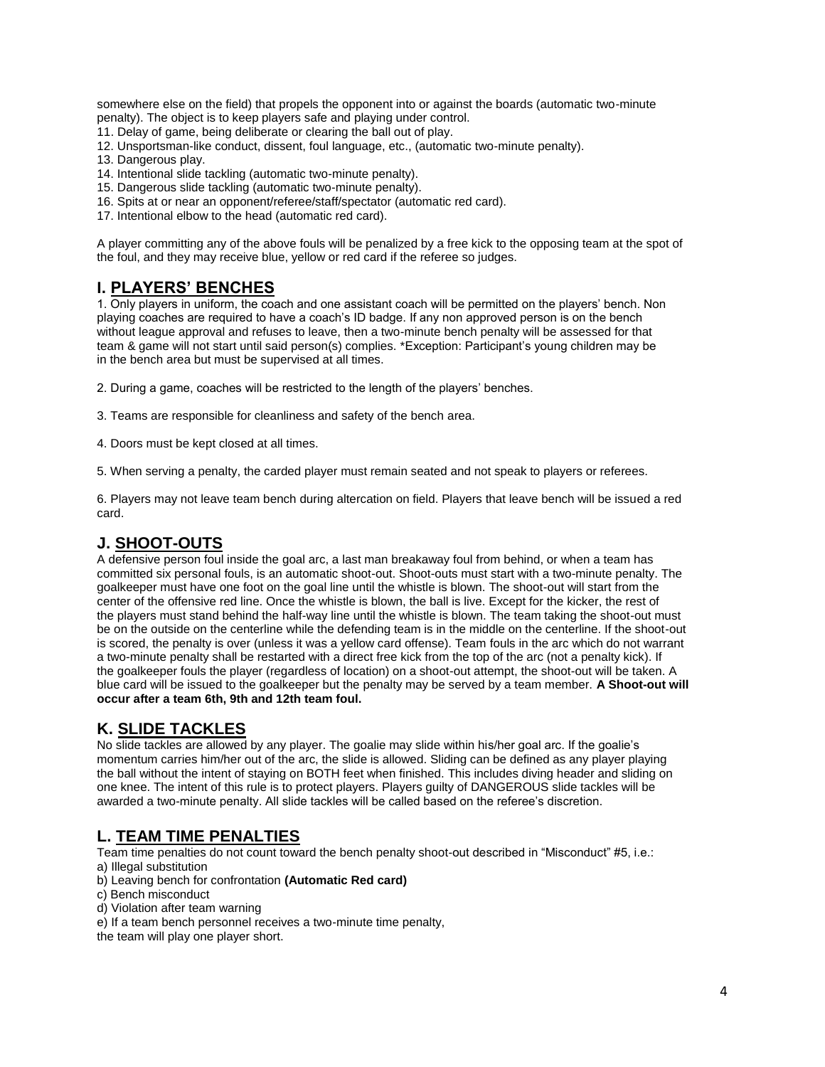somewhere else on the field) that propels the opponent into or against the boards (automatic two-minute penalty). The object is to keep players safe and playing under control.

11. Delay of game, being deliberate or clearing the ball out of play.
12. Unsportsman-like conduct, dissent, foul language, etc., (automatic two-minute penalty).
13. Dangerous play.
14. Intentional slide tackling (automatic two-minute penalty).
15. Dangerous slide tackling (automatic two-minute penalty).
16. Spits at or near an opponent/referee/staff/spectator (automatic red card).
17. Intentional elbow to the head (automatic red card).

A player committing any of the above fouls will be penalized by a free kick to the opposing team at the spot of the foul, and they may receive blue, yellow or red card if the referee so judges.

## I. PLAYERS' BENCHES

1. Only players in uniform, the coach and one assistant coach will be permitted on the players' bench. Non playing coaches are required to have a coach's ID badge. If any non approved person is on the bench without league approval and refuses to leave, then a two-minute bench penalty will be assessed for that team & game will not start until said person(s) complies. *Exception: Participant's young children may be in the bench area but must be supervised at all times.

2. During a game, coaches will be restricted to the length of the players' benches.

3. Teams are responsible for cleanliness and safety of the bench area.

4. Doors must be kept closed at all times.

5. When serving a penalty, the carded player must remain seated and not speak to players or referees.

6. Players may not leave team bench during altercation on field. Players that leave bench will be issued a red card.

## J. SHOOT-OUTS

A defensive person foul inside the goal arc, a last man breakaway foul from behind, or when a team has committed six personal fouls, is an automatic shoot-out. Shoot-outs must start with a two-minute penalty. The goalkeeper must have one foot on the goal line until the whistle is blown. The shoot-out will start from the center of the offensive red line. Once the whistle is blown, the ball is live. Except for the kicker, the rest of the players must stand behind the half-way line until the whistle is blown. The team taking the shoot-out must be on the outside on the centerline while the defending team is in the middle on the centerline. If the shoot-out is scored, the penalty is over (unless it was a yellow card offense). Team fouls in the arc which do not warrant a two-minute penalty shall be restarted with a direct free kick from the top of the arc (not a penalty kick). If the goalkeeper fouls the player (regardless of location) on a shoot-out attempt, the shoot-out will be taken. A blue card will be issued to the goalkeeper but the penalty may be served by a team member. **A Shoot-out will occur after a team 6th, 9th and 12th team foul.**

## K. SLIDE TACKLES

No slide tackles are allowed by any player. The goalie may slide within his/her goal arc. If the goalie's momentum carries him/her out of the arc, the slide is allowed. Sliding can be defined as any player playing the ball without the intent of staying on BOTH feet when finished. This includes diving header and sliding on one knee. The intent of this rule is to protect players. Players guilty of DANGEROUS slide tackles will be awarded a two-minute penalty. All slide tackles will be called based on the referee's discretion.

## L. TEAM TIME PENALTIES

Team time penalties do not count toward the bench penalty shoot-out described in "Misconduct" #5, i.e.:

a) Illegal substitution
b) Leaving bench for confrontation **(Automatic Red card)**
c) Bench misconduct
d) Violation after team warning
e) If a team bench personnel receives a two-minute time penalty, the team will play one player short.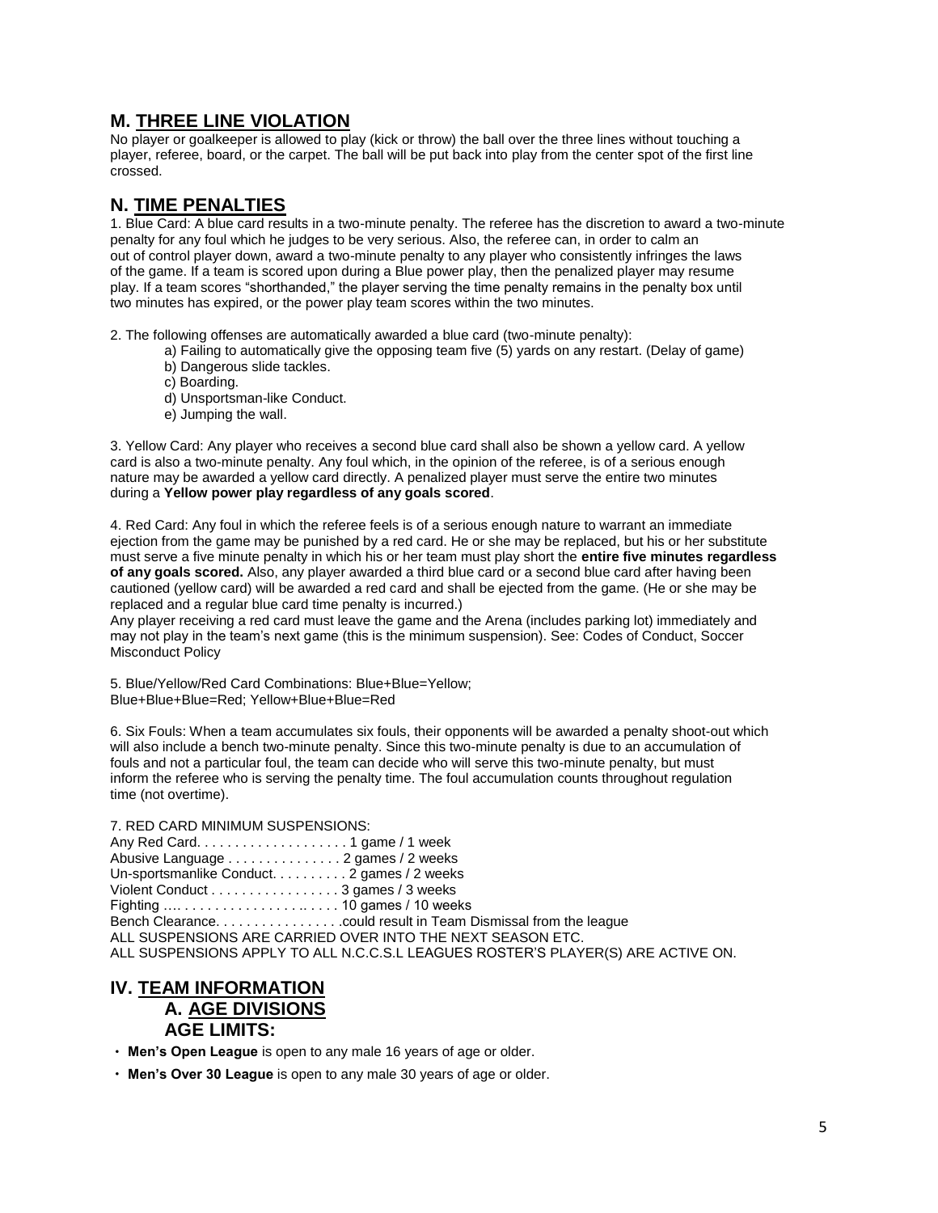## M. THREE LINE VIOLATION

No player or goalkeeper is allowed to play (kick or throw) the ball over the three lines without touching a player, referee, board, or the carpet. The ball will be put back into play from the center spot of the first line crossed.

## N. TIME PENALTIES

1. Blue Card: A blue card results in a two-minute penalty. The referee has the discretion to award a two-minute penalty for any foul which he judges to be very serious. Also, the referee can, in order to calm an out of control player down, award a two-minute penalty to any player who consistently infringes the laws of the game. If a team is scored upon during a Blue power play, then the penalized player may resume play. If a team scores "shorthanded," the player serving the time penalty remains in the penalty box until two minutes has expired, or the power play team scores within the two minutes.

2. The following offenses are automatically awarded a blue card (two-minute penalty):

   a) Failing to automatically give the opposing team five (5) yards on any restart. (Delay of game)
   b) Dangerous slide tackles.
   c) Boarding.
   d) Unsportsman-like Conduct.
   e) Jumping the wall.

3. Yellow Card: Any player who receives a second blue card shall also be shown a yellow card. A yellow card is also a two-minute penalty. Any foul which, in the opinion of the referee, is of a serious enough nature may be awarded a yellow card directly. A penalized player must serve the entire two minutes during a **Yellow power play regardless of any goals scored**.

4. Red Card: Any foul in which the referee feels is of a serious enough nature to warrant an immediate ejection from the game may be punished by a red card. He or she may be replaced, but his or her substitute must serve a five minute penalty in which his or her team must play short the **entire five minutes regardless of any goals scored.** Also, any player awarded a third blue card or a second blue card after having been cautioned (yellow card) will be awarded a red card and shall be ejected from the game. (He or she may be replaced and a regular blue card time penalty is incurred.)
Any player receiving a red card must leave the game and the Arena (includes parking lot) immediately and may not play in the team's next game (this is the minimum suspension). See: Codes of Conduct, Soccer Misconduct Policy

5. Blue/Yellow/Red Card Combinations: Blue+Blue=Yellow;
Blue+Blue+Blue=Red; Yellow+Blue+Blue=Red

6. Six Fouls: When a team accumulates six fouls, their opponents will be awarded a penalty shoot-out which will also include a bench two-minute penalty. Since this two-minute penalty is due to an accumulation of fouls and not a particular foul, the team can decide who will serve this two-minute penalty, but must inform the referee who is serving the penalty time. The foul accumulation counts throughout regulation time (not overtime).

7. RED CARD MINIMUM SUSPENSIONS:
Any Red Card. . . . . . . . . . . . . . . . . . . . 1 game / 1 week
Abusive Language . . . . . . . . . . . . . . . 2 games / 2 weeks
Un-sportsmanlike Conduct. . . . . . . . . . . 2 games / 2 weeks
Violent Conduct . . . . . . . . . . . . . . . . . 3 games / 3 weeks
Fighting …. . . . . . . . . . . . . . . . . .. . . . . 10 games / 10 weeks
Bench Clearance. . . . . . . . . . . . . . . . .could result in Team Dismissal from the league
ALL SUSPENSIONS ARE CARRIED OVER INTO THE NEXT SEASON ETC.
ALL SUSPENSIONS APPLY TO ALL N.C.C.S.L LEAGUES ROSTER'S PLAYER(S) ARE ACTIVE ON.

# IV. TEAM INFORMATION

## A. AGE DIVISIONS

## AGE LIMITS:

- **Men's Open League** is open to any male 16 years of age or older.
- **Men's Over 30 League** is open to any male 30 years of age or older.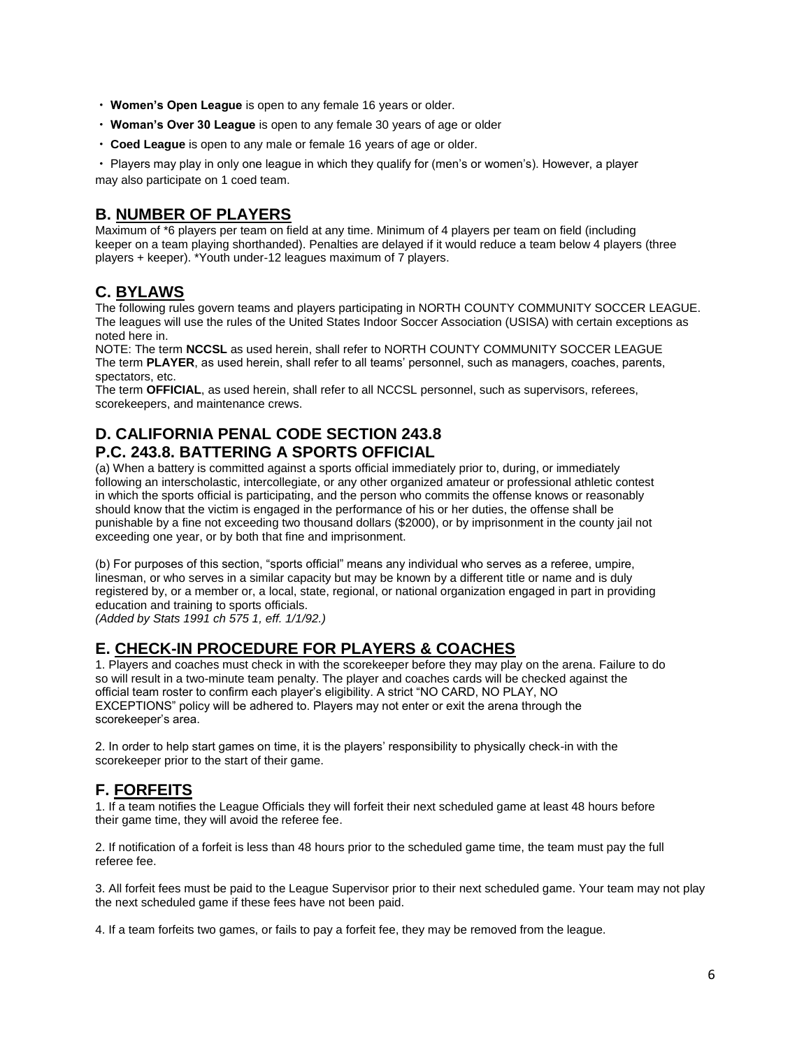- **Women's Open League** is open to any female 16 years or older.
- **Woman's Over 30 League** is open to any female 30 years of age or older
- **Coed League** is open to any male or female 16 years of age or older.
- Players may play in only one league in which they qualify for (men's or women's). However, a player may also participate on 1 coed team.

## B. NUMBER OF PLAYERS

Maximum of *6 players per team on field at any time. Minimum of 4 players per team on field (including keeper on a team playing shorthanded). Penalties are delayed if it would reduce a team below 4 players (three players + keeper). *Youth under-12 leagues maximum of 7 players.

## C. BYLAWS

The following rules govern teams and players participating in NORTH COUNTY COMMUNITY SOCCER LEAGUE. The leagues will use the rules of the United States Indoor Soccer Association (USISA) with certain exceptions as noted here in.

NOTE: The term **NCCSL** as used herein, shall refer to NORTH COUNTY COMMUNITY SOCCER LEAGUE
The term **PLAYER**, as used herein, shall refer to all teams' personnel, such as managers, coaches, parents, spectators, etc.
The term **OFFICIAL**, as used herein, shall refer to all NCCSL personnel, such as supervisors, referees, scorekeepers, and maintenance crews.

## D. CALIFORNIA PENAL CODE SECTION 243.8
## P.C. 243.8. BATTERING A SPORTS OFFICIAL

(a) When a battery is committed against a sports official immediately prior to, during, or immediately following an interscholastic, intercollegiate, or any other organized amateur or professional athletic contest in which the sports official is participating, and the person who commits the offense knows or reasonably should know that the victim is engaged in the performance of his or her duties, the offense shall be punishable by a fine not exceeding two thousand dollars ($2000), or by imprisonment in the county jail not exceeding one year, or by both that fine and imprisonment.

(b) For purposes of this section, "sports official" means any individual who serves as a referee, umpire, linesman, or who serves in a similar capacity but may be known by a different title or name and is duly registered by, or a member or, a local, state, regional, or national organization engaged in part in providing education and training to sports officials.
*(Added by Stats 1991 ch 575 1, eff. 1/1/92.)*

## E. CHECK-IN PROCEDURE FOR PLAYERS & COACHES

1. Players and coaches must check in with the scorekeeper before they may play on the arena. Failure to do so will result in a two-minute team penalty. The player and coaches cards will be checked against the official team roster to confirm each player's eligibility. A strict "NO CARD, NO PLAY, NO EXCEPTIONS" policy will be adhered to. Players may not enter or exit the arena through the scorekeeper's area.

2. In order to help start games on time, it is the players' responsibility to physically check-in with the scorekeeper prior to the start of their game.

## F. FORFEITS

1. If a team notifies the League Officials they will forfeit their next scheduled game at least 48 hours before their game time, they will avoid the referee fee.

2. If notification of a forfeit is less than 48 hours prior to the scheduled game time, the team must pay the full referee fee.

3. All forfeit fees must be paid to the League Supervisor prior to their next scheduled game. Your team may not play the next scheduled game if these fees have not been paid.

4. If a team forfeits two games, or fails to pay a forfeit fee, they may be removed from the league.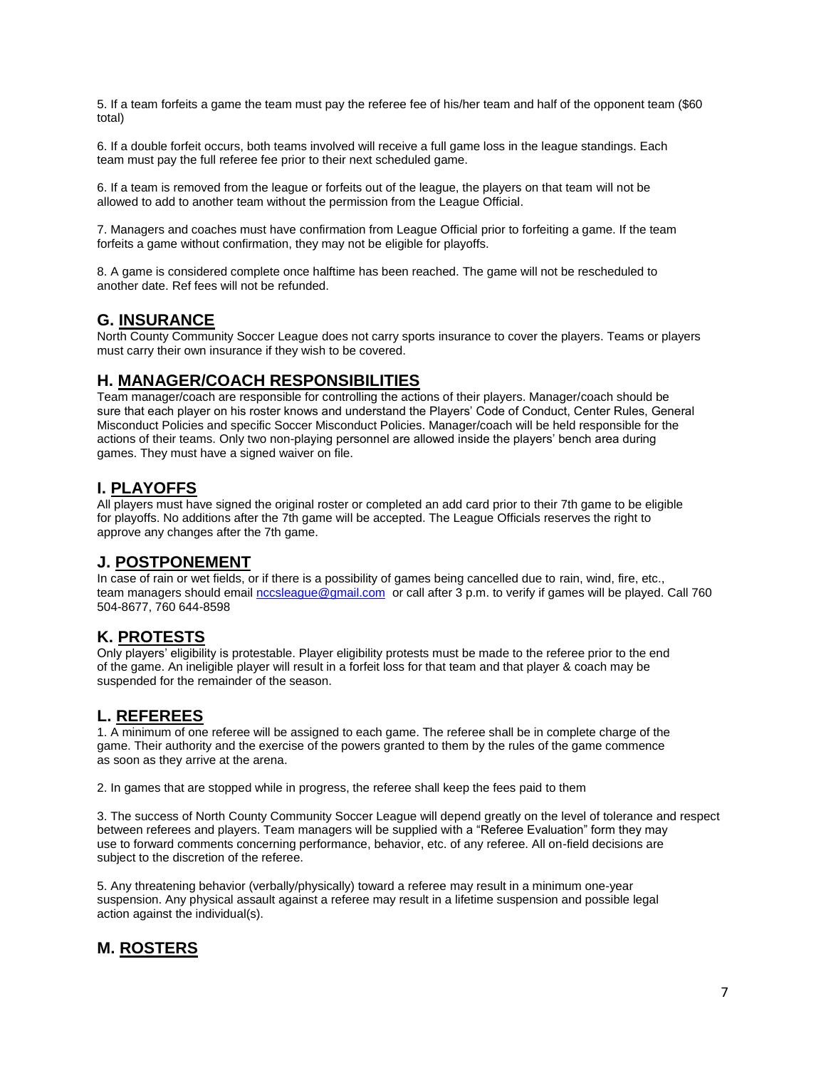5. If a team forfeits a game the team must pay the referee fee of his/her team and half of the opponent team ($60 total)

6. If a double forfeit occurs, both teams involved will receive a full game loss in the league standings. Each team must pay the full referee fee prior to their next scheduled game.

6. If a team is removed from the league or forfeits out of the league, the players on that team will not be allowed to add to another team without the permission from the League Official.

7. Managers and coaches must have confirmation from League Official prior to forfeiting a game. If the team forfeits a game without confirmation, they may not be eligible for playoffs.

8. A game is considered complete once halftime has been reached. The game will not be rescheduled to another date. Ref fees will not be refunded.

## G. INSURANCE

North County Community Soccer League does not carry sports insurance to cover the players. Teams or players must carry their own insurance if they wish to be covered.

## H. MANAGER/COACH RESPONSIBILITIES

Team manager/coach are responsible for controlling the actions of their players. Manager/coach should be sure that each player on his roster knows and understand the Players' Code of Conduct, Center Rules, General Misconduct Policies and specific Soccer Misconduct Policies. Manager/coach will be held responsible for the actions of their teams. Only two non-playing personnel are allowed inside the players' bench area during games. They must have a signed waiver on file.

## I. PLAYOFFS

All players must have signed the original roster or completed an add card prior to their 7th game to be eligible for playoffs. No additions after the 7th game will be accepted. The League Officials reserves the right to approve any changes after the 7th game.

## J. POSTPONEMENT

In case of rain or wet fields, or if there is a possibility of games being cancelled due to rain, wind, fire, etc., team managers should email nccsleague@gmail.com or call after 3 p.m. to verify if games will be played. Call 760 504-8677, 760 644-8598

## K. PROTESTS

Only players' eligibility is protestable. Player eligibility protests must be made to the referee prior to the end of the game. An ineligible player will result in a forfeit loss for that team and that player & coach may be suspended for the remainder of the season.

## L. REFEREES

1. A minimum of one referee will be assigned to each game. The referee shall be in complete charge of the game. Their authority and the exercise of the powers granted to them by the rules of the game commence as soon as they arrive at the arena.

2. In games that are stopped while in progress, the referee shall keep the fees paid to them

3. The success of North County Community Soccer League will depend greatly on the level of tolerance and respect between referees and players. Team managers will be supplied with a "Referee Evaluation" form they may use to forward comments concerning performance, behavior, etc. of any referee. All on-field decisions are subject to the discretion of the referee.

5. Any threatening behavior (verbally/physically) toward a referee may result in a minimum one-year suspension. Any physical assault against a referee may result in a lifetime suspension and possible legal action against the individual(s).

## M. ROSTERS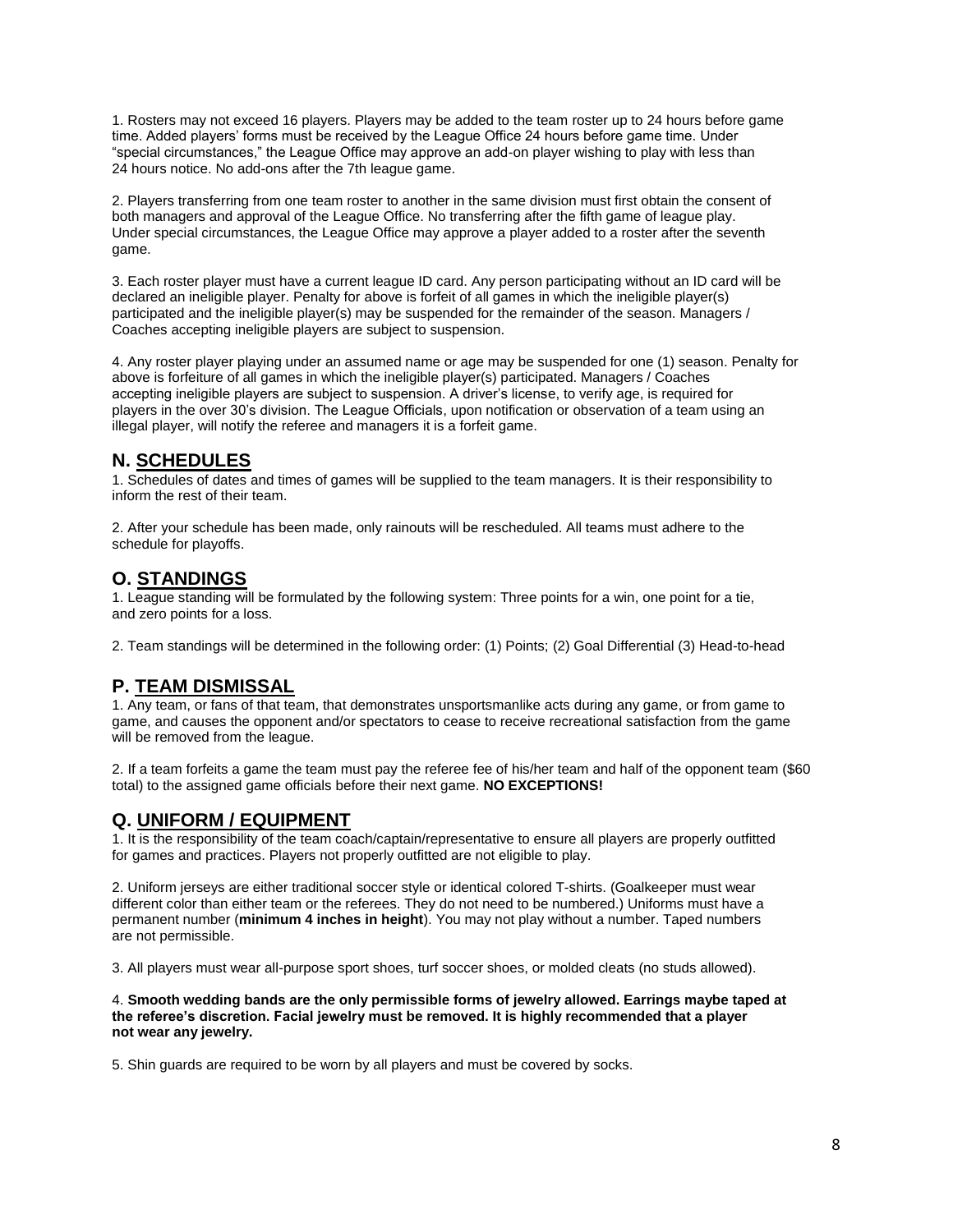1. Rosters may not exceed 16 players. Players may be added to the team roster up to 24 hours before game time. Added players' forms must be received by the League Office 24 hours before game time. Under "special circumstances," the League Office may approve an add-on player wishing to play with less than 24 hours notice. No add-ons after the 7th league game.

2. Players transferring from one team roster to another in the same division must first obtain the consent of both managers and approval of the League Office. No transferring after the fifth game of league play. Under special circumstances, the League Office may approve a player added to a roster after the seventh game.

3. Each roster player must have a current league ID card. Any person participating without an ID card will be declared an ineligible player. Penalty for above is forfeit of all games in which the ineligible player(s) participated and the ineligible player(s) may be suspended for the remainder of the season. Managers / Coaches accepting ineligible players are subject to suspension.

4. Any roster player playing under an assumed name or age may be suspended for one (1) season. Penalty for above is forfeiture of all games in which the ineligible player(s) participated. Managers / Coaches accepting ineligible players are subject to suspension. A driver's license, to verify age, is required for players in the over 30's division. The League Officials, upon notification or observation of a team using an illegal player, will notify the referee and managers it is a forfeit game.

## N. SCHEDULES

1. Schedules of dates and times of games will be supplied to the team managers. It is their responsibility to inform the rest of their team.

2. After your schedule has been made, only rainouts will be rescheduled. All teams must adhere to the schedule for playoffs.

## O. STANDINGS

1. League standing will be formulated by the following system: Three points for a win, one point for a tie, and zero points for a loss.

2. Team standings will be determined in the following order: (1) Points; (2) Goal Differential (3) Head-to-head

## P. TEAM DISMISSAL

1. Any team, or fans of that team, that demonstrates unsportsmanlike acts during any game, or from game to game, and causes the opponent and/or spectators to cease to receive recreational satisfaction from the game will be removed from the league.

2. If a team forfeits a game the team must pay the referee fee of his/her team and half of the opponent team ($60 total) to the assigned game officials before their next game. **NO EXCEPTIONS!**

## Q. UNIFORM / EQUIPMENT

1. It is the responsibility of the team coach/captain/representative to ensure all players are properly outfitted for games and practices. Players not properly outfitted are not eligible to play.

2. Uniform jerseys are either traditional soccer style or identical colored T-shirts. (Goalkeeper must wear different color than either team or the referees. They do not need to be numbered.) Uniforms must have a permanent number (**minimum 4 inches in height**). You may not play without a number. Taped numbers are not permissible.

3. All players must wear all-purpose sport shoes, turf soccer shoes, or molded cleats (no studs allowed).

4. **Smooth wedding bands are the only permissible forms of jewelry allowed. Earrings maybe taped at the referee's discretion. Facial jewelry must be removed. It is highly recommended that a player not wear any jewelry.**

5. Shin guards are required to be worn by all players and must be covered by socks.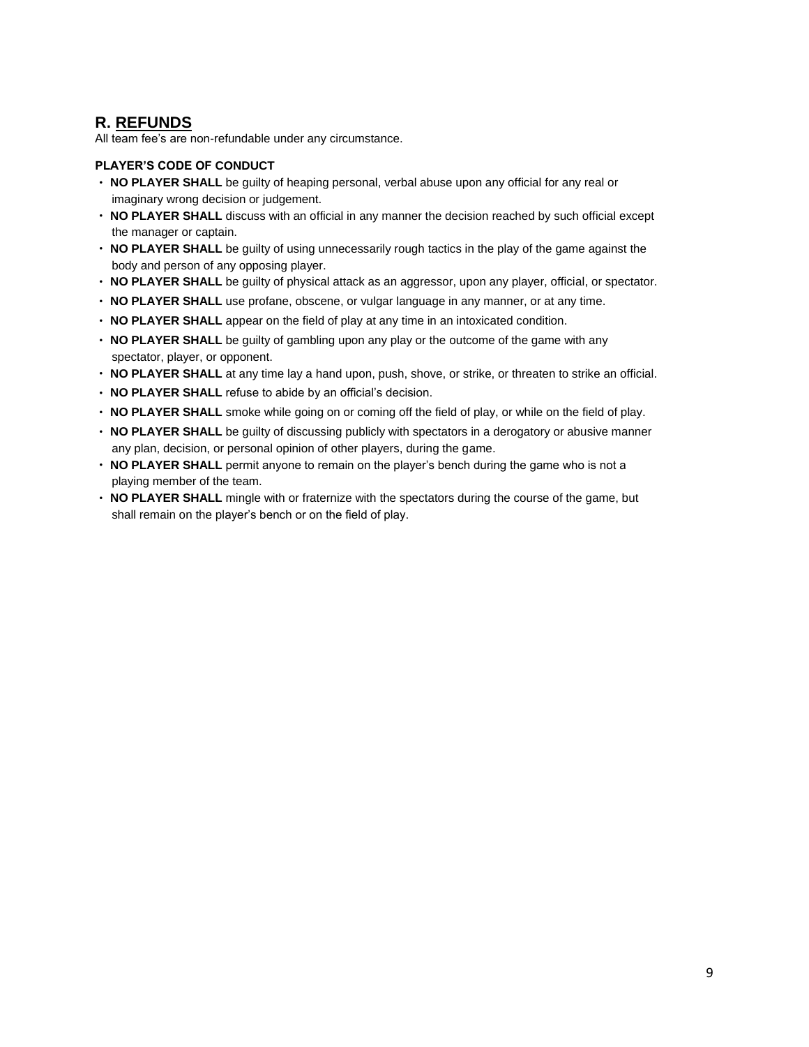## R. REFUNDS

All team fee's are non-refundable under any circumstance.

**PLAYER'S CODE OF CONDUCT**

- **NO PLAYER SHALL** be guilty of heaping personal, verbal abuse upon any official for any real or imaginary wrong decision or judgement.
- **NO PLAYER SHALL** discuss with an official in any manner the decision reached by such official except the manager or captain.
- **NO PLAYER SHALL** be guilty of using unnecessarily rough tactics in the play of the game against the body and person of any opposing player.
- **NO PLAYER SHALL** be guilty of physical attack as an aggressor, upon any player, official, or spectator.
- **NO PLAYER SHALL** use profane, obscene, or vulgar language in any manner, or at any time.
- **NO PLAYER SHALL** appear on the field of play at any time in an intoxicated condition.
- **NO PLAYER SHALL** be guilty of gambling upon any play or the outcome of the game with any spectator, player, or opponent.
- **NO PLAYER SHALL** at any time lay a hand upon, push, shove, or strike, or threaten to strike an official.
- **NO PLAYER SHALL** refuse to abide by an official's decision.
- **NO PLAYER SHALL** smoke while going on or coming off the field of play, or while on the field of play.
- **NO PLAYER SHALL** be guilty of discussing publicly with spectators in a derogatory or abusive manner any plan, decision, or personal opinion of other players, during the game.
- **NO PLAYER SHALL** permit anyone to remain on the player's bench during the game who is not a playing member of the team.
- **NO PLAYER SHALL** mingle with or fraternize with the spectators during the course of the game, but shall remain on the player's bench or on the field of play.